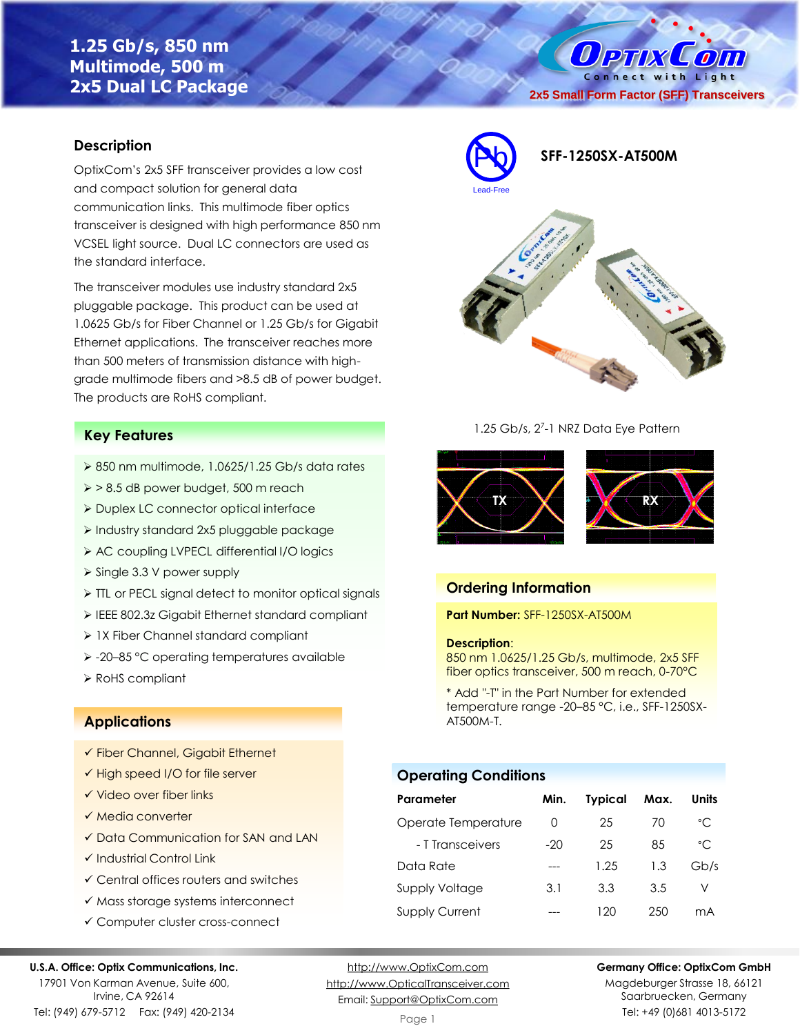# 1.25 Gb/s, 850 nm Multimode, 500 m 2x5 Dual LC Package

2x5 Small Form Factor (SFF) Transceivers

## Description

OptixCom's 2x5 SFF transceiver provides a low cost and compact solution for general data communication links. This multimode fiber optics transceiver is designed with high performance 850 nm VCSEL light source. Dual LC connectors are used as the standard interface.

The transceiver modules use industry standard 2x5 pluggable package. This product can be used at 1.0625 Gb/s for Fiber Channel or 1.25 Gb/s for Gigabit Ethernet applications. The transceiver reaches more than 500 meters of transmission distance with high-grade multimode fibers and >8.5 dB of power budget. The products are RoHS compliant.

Lead-Free

**SFF-1250SX-AT500M**

1.25 Gb/s, $2^7$-1 NRZ Data Eye Pattern

TX RX

## Key Features

- 850 nm multimode, 1.0625/1.25 Gb/s data rates
- > 8.5 dB power budget, 500 m reach
- Duplex LC connector optical interface
- Industry standard 2x5 pluggable package
- AC coupling LVPECL differential I/O logics
- Single 3.3 V power supply
- TTL or PECL signal detect to monitor optical signals
- IEEE 802.3z Gigabit Ethernet standard compliant
- 1X Fiber Channel standard compliant
- -20–85 °C operating temperatures available
- RoHS compliant

## Ordering Information

**Part Number:** SFF-1250SX-AT500M

**Description**:
850 nm 1.0625/1.25 Gb/s, multimode, 2x5 SFF fiber optics transceiver, 500 m reach, 0-70°C

* Add "-T" in the Part Number for extended temperature range -20–85 °C, i.e., SFF-1250SX-AT500M-T.

## Applications

- ✓ Fiber Channel, Gigabit Ethernet
- ✓ High speed I/O for file server
- ✓ Video over fiber links
- ✓ Media converter
- ✓ Data Communication for SAN and LAN
- ✓ Industrial Control Link
- ✓ Central offices routers and switches
- ✓ Mass storage systems interconnect
- ✓ Computer cluster cross-connect

## Operating Conditions

| Parameter | Min. | Typical | Max. | Units |
|---|---|---|---|---|
| Operate Temperature | 0 | 25 | 70 | °C |
| - T Transceivers | -20 | 25 | 85 | °C |
| Data Rate | --- | 1.25 | 1.3 | Gb/s |
| Supply Voltage | 3.1 | 3.3 | 3.5 | V |
| Supply Current | --- | 120 | 250 | mA |

**U.S.A. Office: Optix Communications, Inc.**
17901 Von Karman Avenue, Suite 600, Irvine, CA 92614
Tel: (949) 679-5712 Fax: (949) 420-2134

http://www.OptixCom.com
http://www.OpticalTransceiver.com
Email: Support@OptixCom.com

**Germany Office: OptixCom GmbH**
Magdeburger Strasse 18, 66121 Saarbruecken, Germany
Tel: +49 (0)681 4013-5172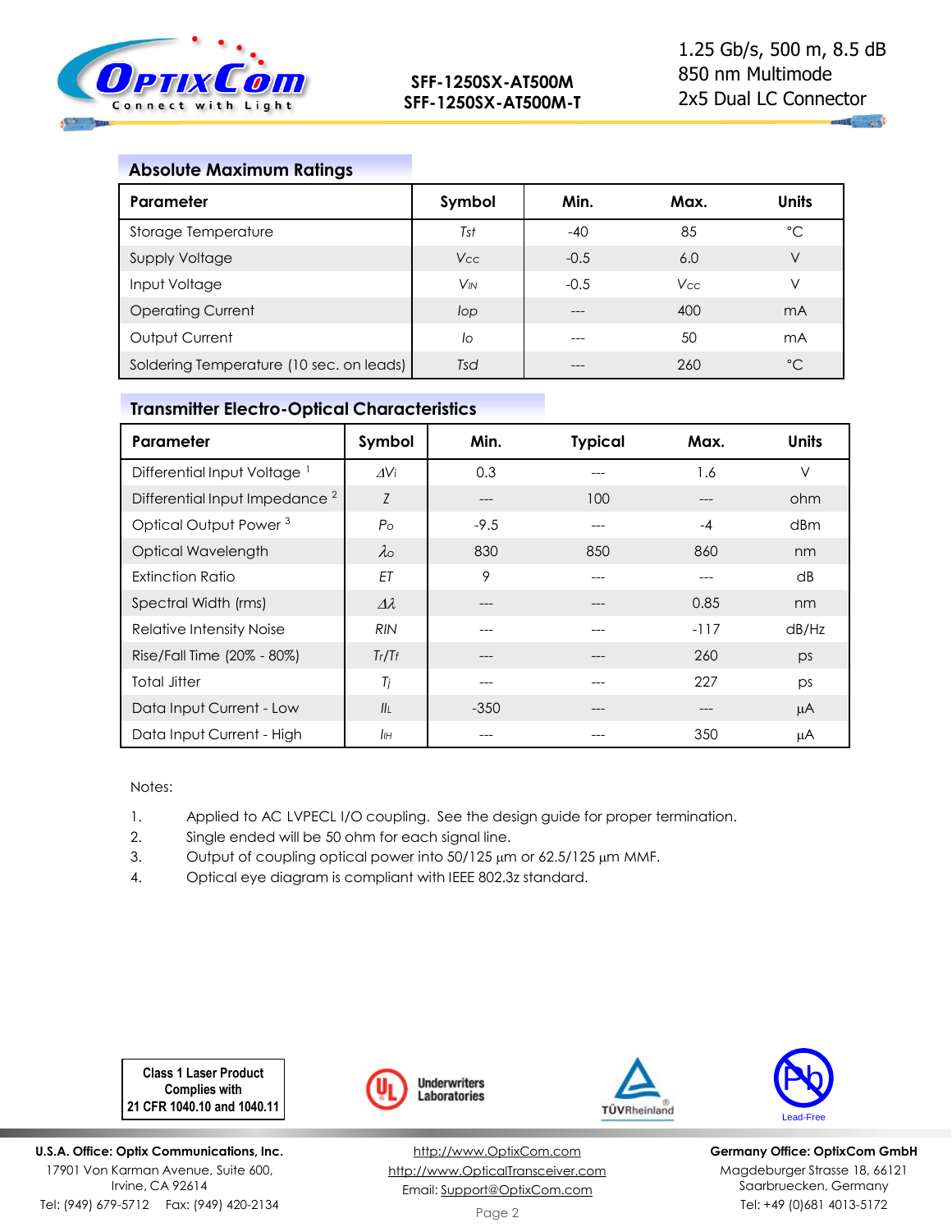## Absolute Maximum Ratings

| Parameter | Symbol | Min. | Max. | Units |
|---|---|---|---|---|
| Storage Temperature | $T_{st}$ | -40 | 85 | °C |
| Supply Voltage | $V_{CC}$ | -0.5 | 6.0 | V |
| Input Voltage | $V_{IN}$ | -0.5 | $V_{CC}$ | V |
| Operating Current | $I_{op}$ | --- | 400 | mA |
| Output Current | $I_o$ | --- | 50 | mA |
| Soldering Temperature (10 sec. on leads) | $T_{sd}$ | --- | 260 | °C |

## Transmitter Electro-Optical Characteristics

| Parameter | Symbol | Min. | Typical | Max. | Units |
|---|---|---|---|---|---|
| Differential Input Voltage [1] | $\Delta V_i$ | 0.3 | --- | 1.6 | V |
| Differential Input Impedance [2] | $Z$ | --- | 100 | --- | ohm |
| Optical Output Power [3] | $P_o$ | -9.5 | --- | -4 | dBm |
| Optical Wavelength | $\lambda_o$ | 830 | 850 | 860 | nm |
| Extinction Ratio | $ET$ | 9 | --- | --- | dB |
| Spectral Width (rms) | $\Delta\lambda$ | --- | --- | 0.85 | nm |
| Relative Intensity Noise | $RIN$ | --- | --- | -117 | dB/Hz |
| Rise/Fall Time (20% - 80%) | $T_r/T_f$ | --- | --- | 260 | ps |
| Total Jitter | $T_j$ | --- | --- | 227 | ps |
| Data Input Current - Low | $I_{IL}$ | -350 | --- | --- | μA |
| Data Input Current - High | $I_{IH}$ | --- | --- | 350 | μA |

Notes:

1. Applied to AC LVPECL I/O coupling. See the design guide for proper termination.
2. Single ended will be 50 ohm for each signal line.
3. Output of coupling optical power into 50/125 μm or 62.5/125 μm MMF.
4. Optical eye diagram is compliant with IEEE 802.3z standard.

Class 1 Laser Product Complies with 21 CFR 1040.10 and 1040.11

Underwriters Laboratories

TÜVRheinland

Lead-Free

**U.S.A. Office: Optix Communications, Inc.**
17901 Von Karman Avenue, Suite 600,
Irvine, CA 92614
Tel: (949) 679-5712 Fax: (949) 420-2134

http://www.OptixCom.com
http://www.OpticalTransceiver.com
Email: Support@OptixCom.com

**Germany Office: OptixCom GmbH**
Magdeburger Strasse 18, 66121
Saarbruecken, Germany
Tel: +49 (0)681 4013-5172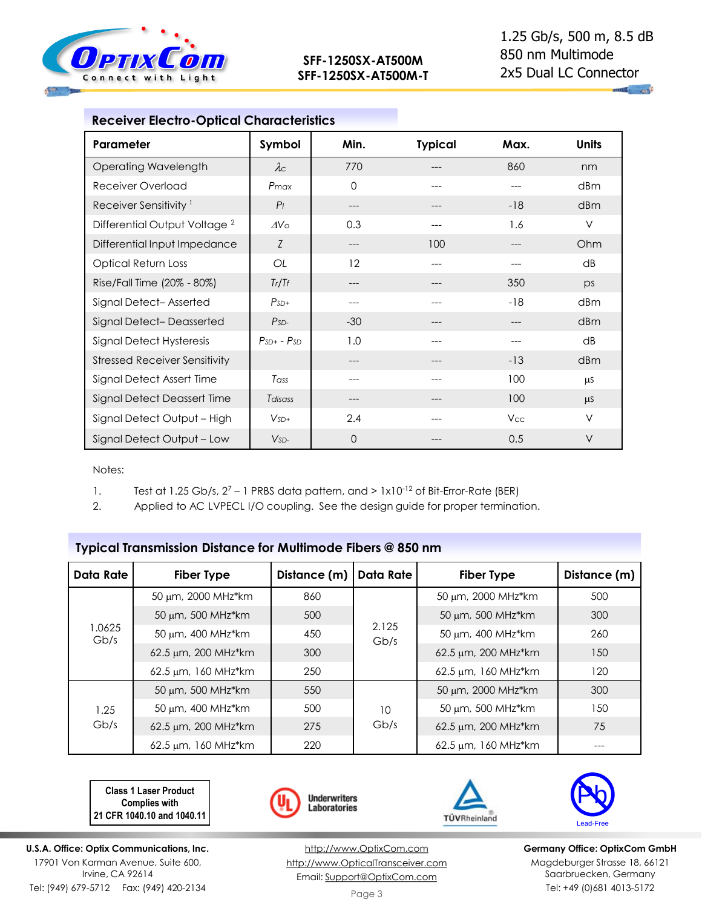## Receiver Electro-Optical Characteristics

| Parameter | Symbol | Min. | Typical | Max. | Units |
|---|---|---|---|---|---|
| Operating Wavelength | $\lambda_C$ | 770 | --- | 860 | nm |
| Receiver Overload | $P_{max}$ | 0 | --- | --- | dBm |
| Receiver Sensitivity [1] | $P_I$ | --- | --- | -18 | dBm |
| Differential Output Voltage [2] | $\Delta V_O$ | 0.3 | --- | 1.6 | V |
| Differential Input Impedance | $Z$ | --- | 100 | --- | Ohm |
| Optical Return Loss | $OL$ | 12 | --- | --- | dB |
| Rise/Fall Time (20% - 80%) | $T_r/T_f$ | --- | --- | 350 | ps |
| Signal Detect– Asserted | $P_{SD+}$ | --- | --- | -18 | dBm |
| Signal Detect– Deasserted | $P_{SD-}$ | -30 | --- | --- | dBm |
| Signal Detect Hysteresis | $P_{SD+} - P_{SD}$ | 1.0 | --- | --- | dB |
| Stressed Receiver Sensitivity | | --- | --- | -13 | dBm |
| Signal Detect Assert Time | $T_{ass}$ | --- | --- | 100 | µs |
| Signal Detect Deassert Time | $T_{disass}$ | --- | --- | 100 | µs |
| Signal Detect Output – High | $V_{SD+}$ | 2.4 | --- | $V_{CC}$ | V |
| Signal Detect Output – Low | $V_{SD-}$ | 0 | --- | 0.5 | V |

Notes:

1. Test at 1.25 Gb/s, $2^7 - 1$ PRBS data pattern, and > $1\times10^{-12}$ of Bit-Error-Rate (BER)
2. Applied to AC LVPECL I/O coupling. See the design guide for proper termination.

## Typical Transmission Distance for Multimode Fibers @ 850 nm

| Data Rate | Fiber Type | Distance (m) | Data Rate | Fiber Type | Distance (m) |
|---|---|---|---|---|---|
| 1.0625 Gb/s | 50 µm, 2000 MHz*km | 860 | 2.125 Gb/s | 50 µm, 2000 MHz*km | 500 |
| | 50 µm, 500 MHz*km | 500 | | 50 µm, 500 MHz*km | 300 |
| | 50 µm, 400 MHz*km | 450 | | 50 µm, 400 MHz*km | 260 |
| | 62.5 µm, 200 MHz*km | 300 | | 62.5 µm, 200 MHz*km | 150 |
| | 62.5 µm, 160 MHz*km | 250 | | 62.5 µm, 160 MHz*km | 120 |
| 1.25 Gb/s | 50 µm, 500 MHz*km | 550 | 10 Gb/s | 50 µm, 2000 MHz*km | 300 |
| | 50 µm, 400 MHz*km | 500 | | 50 µm, 500 MHz*km | 150 |
| | 62.5 µm, 200 MHz*km | 275 | | 62.5 µm, 200 MHz*km | 75 |
| | 62.5 µm, 160 MHz*km | 220 | | 62.5 µm, 160 MHz*km | --- |

**Class 1 Laser Product Complies with 21 CFR 1040.10 and 1040.11**

Underwriters Laboratories

TÜVRheinland

Lead-Free

**U.S.A. Office: Optix Communications, Inc.**
17901 Von Karman Avenue, Suite 600,
Irvine, CA 92614
Tel: (949) 679-5712 Fax: (949) 420-2134

http://www.OptixCom.com
http://www.OpticalTransceiver.com
Email: Support@OptixCom.com

**Germany Office: OptixCom GmbH**
Magdeburger Strasse 18, 66121
Saarbruecken, Germany
Tel: +49 (0)681 4013-5172